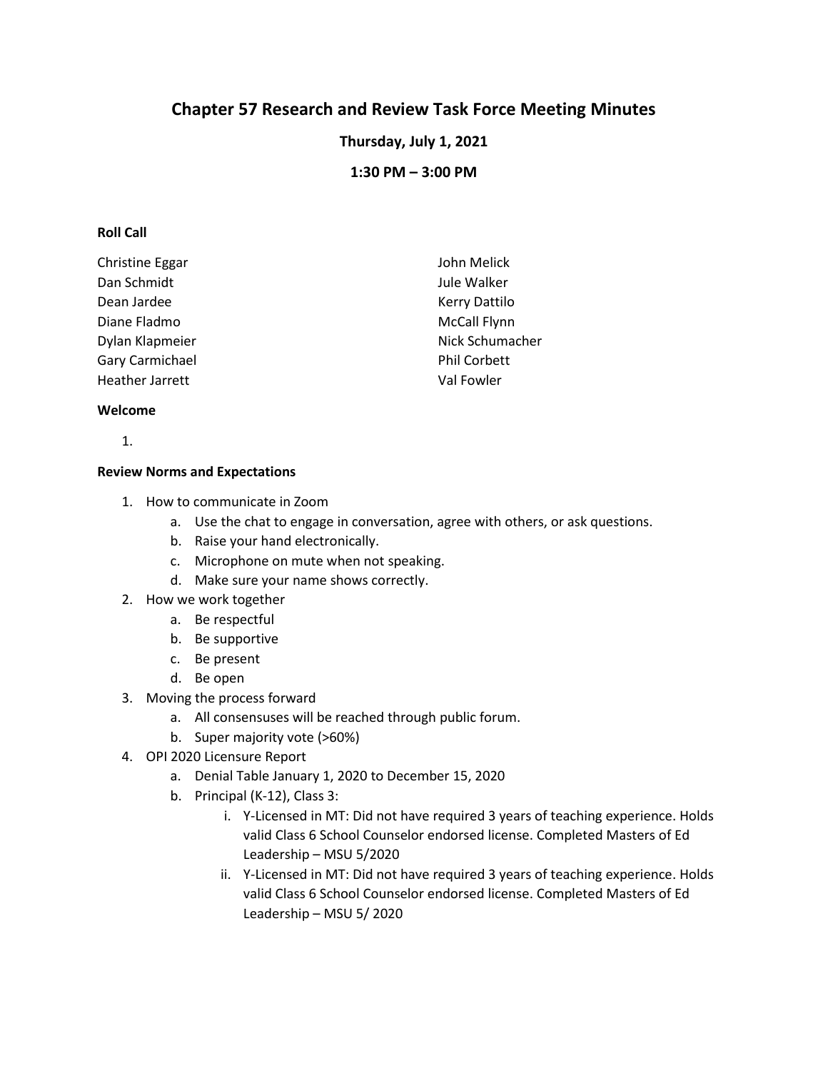# Chapter 57 Research and Review Task Force Meeting Minutes

## Thursday, July 1, 2021

## 1:30 PM – 3:00 PM

**Roll Call**

Christine Eggar
Dan Schmidt
Dean Jardee
Diane Fladmo
Dylan Klapmeier
Gary Carmichael
Heather Jarrett
John Melick
Jule Walker
Kerry Dattilo
McCall Flynn
Nick Schumacher
Phil Corbett
Val Fowler

**Welcome**

1.

**Review Norms and Expectations**

1. How to communicate in Zoom
   a. Use the chat to engage in conversation, agree with others, or ask questions.
   b. Raise your hand electronically.
   c. Microphone on mute when not speaking.
   d. Make sure your name shows correctly.
2. How we work together
   a. Be respectful
   b. Be supportive
   c. Be present
   d. Be open
3. Moving the process forward
   a. All consensuses will be reached through public forum.
   b. Super majority vote (>60%)
4. OPI 2020 Licensure Report
   a. Denial Table January 1, 2020 to December 15, 2020
   b. Principal (K-12), Class 3:
      i. Y-Licensed in MT: Did not have required 3 years of teaching experience. Holds valid Class 6 School Counselor endorsed license. Completed Masters of Ed Leadership – MSU 5/2020
      ii. Y-Licensed in MT: Did not have required 3 years of teaching experience. Holds valid Class 6 School Counselor endorsed license. Completed Masters of Ed Leadership – MSU 5/ 2020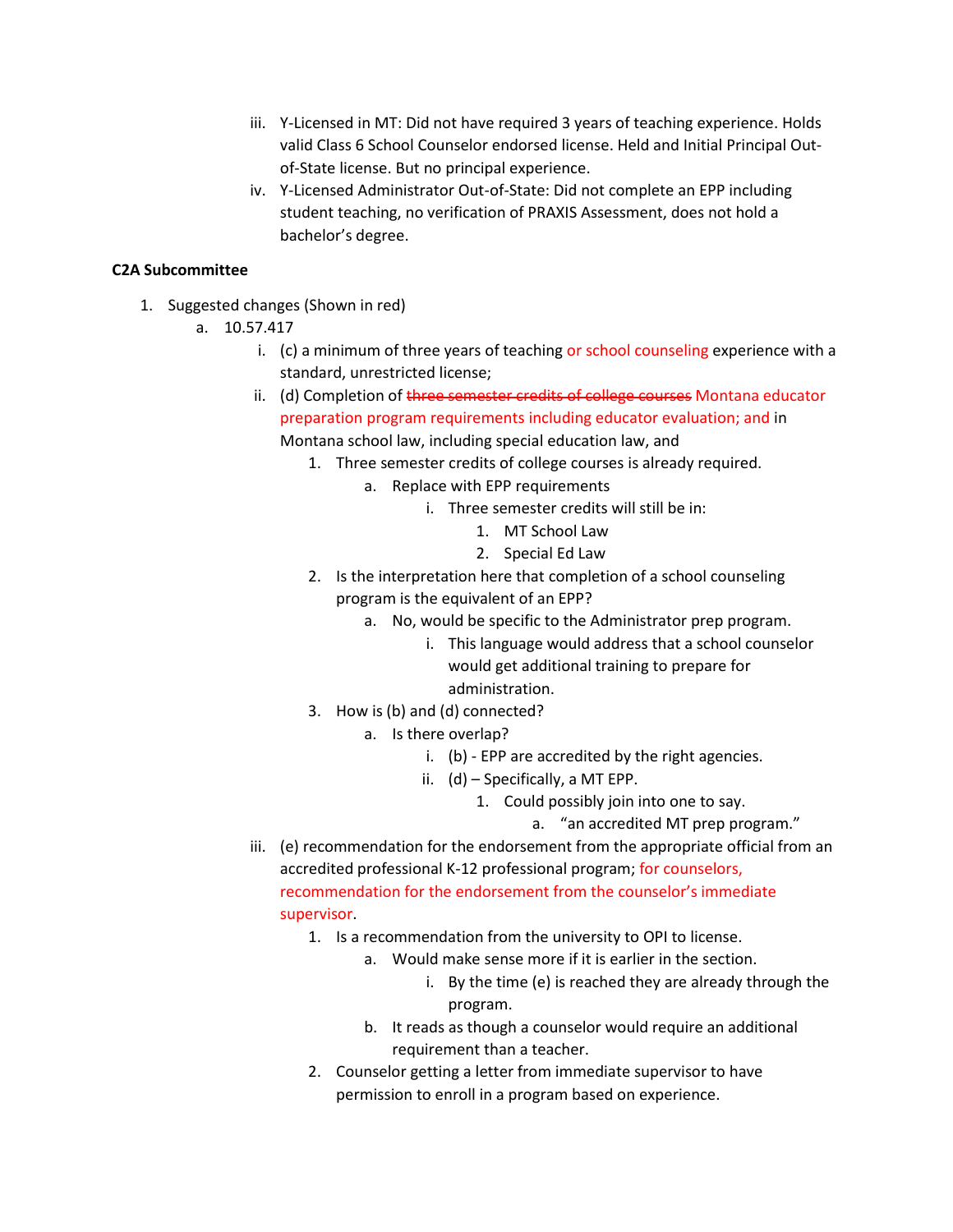iii. Y-Licensed in MT: Did not have required 3 years of teaching experience. Holds valid Class 6 School Counselor endorsed license. Held and Initial Principal Out-of-State license. But no principal experience.

iv. Y-Licensed Administrator Out-of-State: Did not complete an EPP including student teaching, no verification of PRAXIS Assessment, does not hold a bachelor's degree.

**C2A Subcommittee**

1. Suggested changes (Shown in red)
   a. 10.57.417
      i. (c) a minimum of three years of teaching or school counseling experience with a standard, unrestricted license;
      ii. (d) Completion of ~~three semester credits of college courses~~ Montana educator preparation program requirements including educator evaluation; and in Montana school law, including special education law, and
         1. Three semester credits of college courses is already required.
            a. Replace with EPP requirements
               i. Three semester credits will still be in:
                  1. MT School Law
                  2. Special Ed Law
         2. Is the interpretation here that completion of a school counseling program is the equivalent of an EPP?
            a. No, would be specific to the Administrator prep program.
               i. This language would address that a school counselor would get additional training to prepare for administration.
         3. How is (b) and (d) connected?
            a. Is there overlap?
               i. (b) - EPP are accredited by the right agencies.
               ii. (d) – Specifically, a MT EPP.
                  1. Could possibly join into one to say.
                     a. "an accredited MT prep program."
      iii. (e) recommendation for the endorsement from the appropriate official from an accredited professional K-12 professional program; for counselors, recommendation for the endorsement from the counselor's immediate supervisor.
         1. Is a recommendation from the university to OPI to license.
            a. Would make sense more if it is earlier in the section.
               i. By the time (e) is reached they are already through the program.
            b. It reads as though a counselor would require an additional requirement than a teacher.
         2. Counselor getting a letter from immediate supervisor to have permission to enroll in a program based on experience.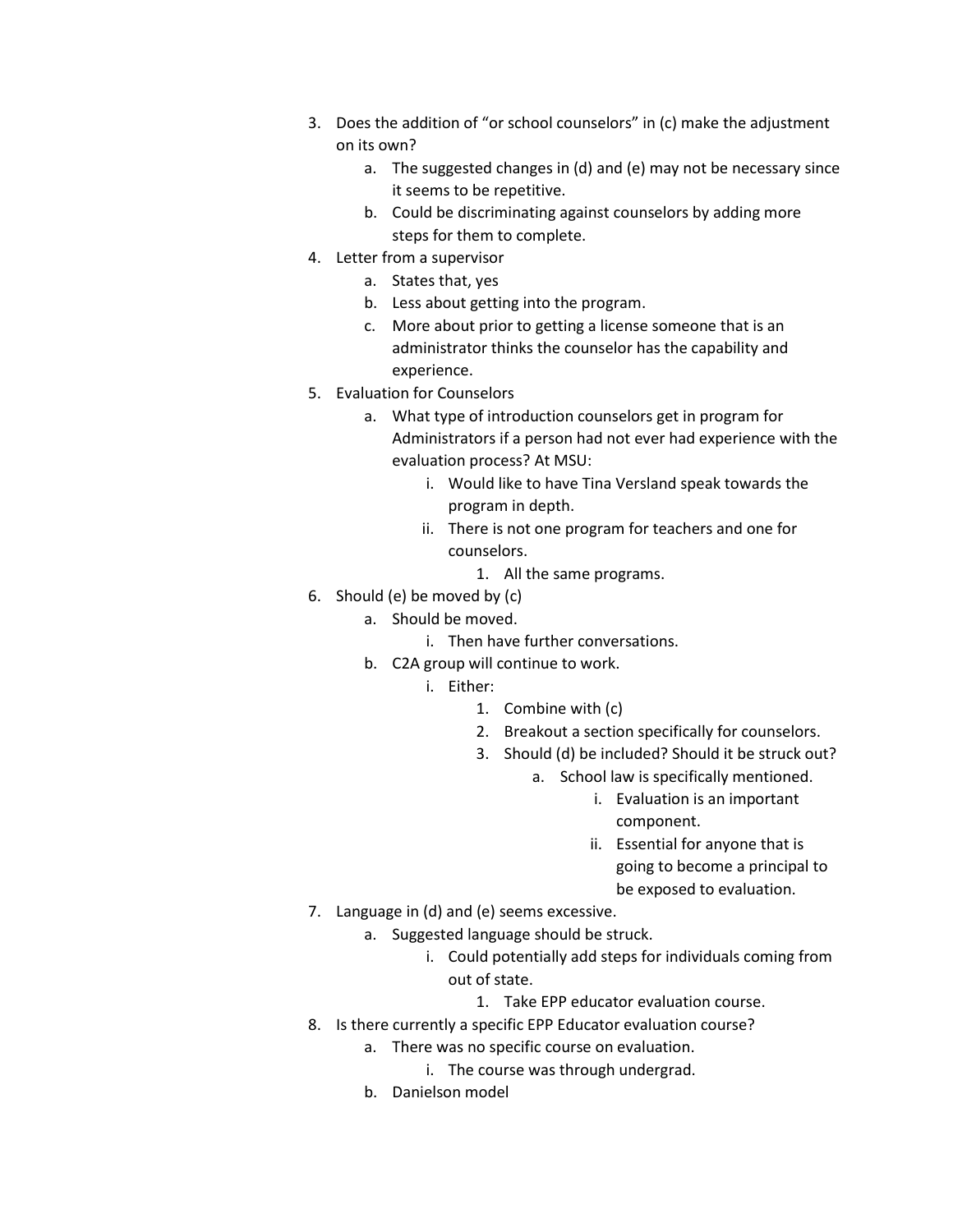3. Does the addition of "or school counselors" in (c) make the adjustment on its own?
    a. The suggested changes in (d) and (e) may not be necessary since it seems to be repetitive.
    b. Could be discriminating against counselors by adding more steps for them to complete.
4. Letter from a supervisor
    a. States that, yes
    b. Less about getting into the program.
    c. More about prior to getting a license someone that is an administrator thinks the counselor has the capability and experience.
5. Evaluation for Counselors
    a. What type of introduction counselors get in program for Administrators if a person had not ever had experience with the evaluation process? At MSU:
        i. Would like to have Tina Versland speak towards the program in depth.
        ii. There is not one program for teachers and one for counselors.
            1. All the same programs.
6. Should (e) be moved by (c)
    a. Should be moved.
        i. Then have further conversations.
    b. C2A group will continue to work.
        i. Either:
            1. Combine with (c)
            2. Breakout a section specifically for counselors.
            3. Should (d) be included? Should it be struck out?
                a. School law is specifically mentioned.
                    i. Evaluation is an important component.
                    ii. Essential for anyone that is going to become a principal to be exposed to evaluation.
7. Language in (d) and (e) seems excessive.
    a. Suggested language should be struck.
        i. Could potentially add steps for individuals coming from out of state.
            1. Take EPP educator evaluation course.
8. Is there currently a specific EPP Educator evaluation course?
    a. There was no specific course on evaluation.
        i. The course was through undergrad.
    b. Danielson model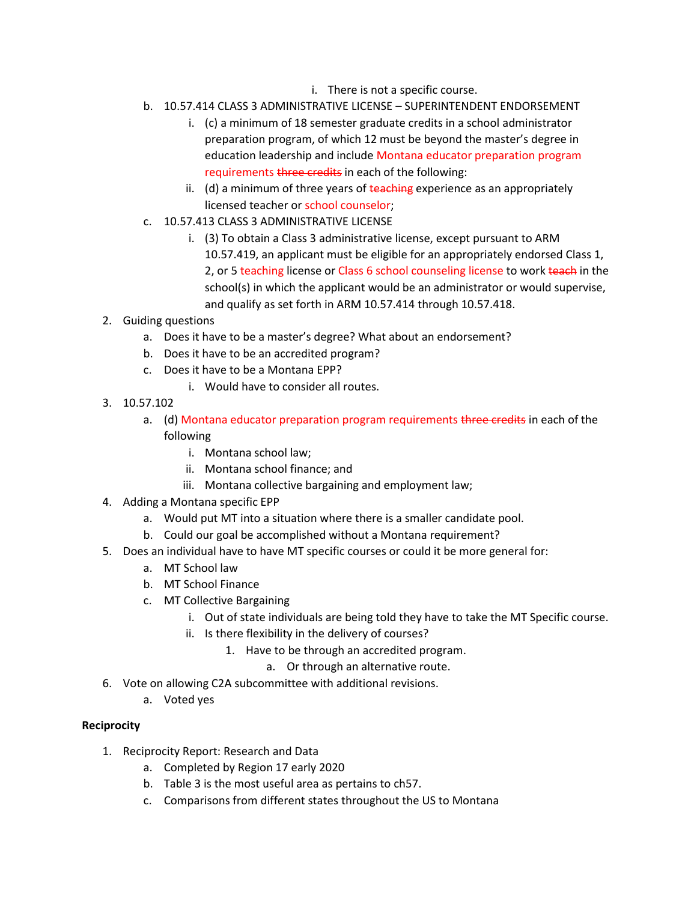i. There is not a specific course.

   b. 10.57.414 CLASS 3 ADMINISTRATIVE LICENSE – SUPERINTENDENT ENDORSEMENT
      i. (c) a minimum of 18 semester graduate credits in a school administrator preparation program, of which 12 must be beyond the master's degree in education leadership and include Montana educator preparation program requirements ~~three credits~~ in each of the following:
      ii. (d) a minimum of three years of ~~teaching~~ experience as an appropriately licensed teacher or school counselor;
   c. 10.57.413 CLASS 3 ADMINISTRATIVE LICENSE
      i. (3) To obtain a Class 3 administrative license, except pursuant to ARM 10.57.419, an applicant must be eligible for an appropriately endorsed Class 1, 2, or 5 teaching license or Class 6 school counseling license to work ~~teach~~ in the school(s) in which the applicant would be an administrator or would supervise, and qualify as set forth in ARM 10.57.414 through 10.57.418.

2. Guiding questions
   a. Does it have to be a master's degree? What about an endorsement?
   b. Does it have to be an accredited program?
   c. Does it have to be a Montana EPP?
      i. Would have to consider all routes.
3. 10.57.102
   a. (d) Montana educator preparation program requirements ~~three credits~~ in each of the following
      i. Montana school law;
      ii. Montana school finance; and
      iii. Montana collective bargaining and employment law;
4. Adding a Montana specific EPP
   a. Would put MT into a situation where there is a smaller candidate pool.
   b. Could our goal be accomplished without a Montana requirement?
5. Does an individual have to have MT specific courses or could it be more general for:
   a. MT School law
   b. MT School Finance
   c. MT Collective Bargaining
      i. Out of state individuals are being told they have to take the MT Specific course.
      ii. Is there flexibility in the delivery of courses?
         1. Have to be through an accredited program.
            a. Or through an alternative route.
6. Vote on allowing C2A subcommittee with additional revisions.
   a. Voted yes

**Reciprocity**

1. Reciprocity Report: Research and Data
   a. Completed by Region 17 early 2020
   b. Table 3 is the most useful area as pertains to ch57.
   c. Comparisons from different states throughout the US to Montana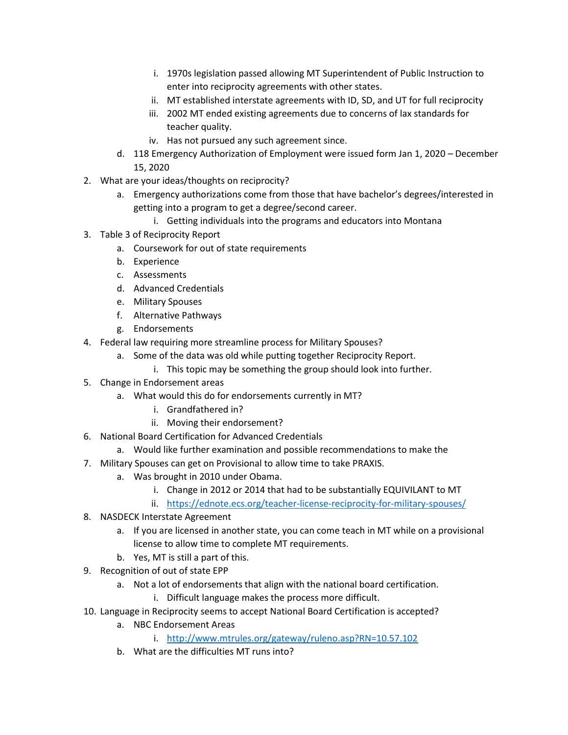i. 1970s legislation passed allowing MT Superintendent of Public Instruction to enter into reciprocity agreements with other states.
        ii. MT established interstate agreements with ID, SD, and UT for full reciprocity
        iii. 2002 MT ended existing agreements due to concerns of lax standards for teacher quality.
        iv. Has not pursued any such agreement since.
    d. 118 Emergency Authorization of Employment were issued form Jan 1, 2020 – December 15, 2020
2. What are your ideas/thoughts on reciprocity?
    a. Emergency authorizations come from those that have bachelor's degrees/interested in getting into a program to get a degree/second career.
        i. Getting individuals into the programs and educators into Montana
3. Table 3 of Reciprocity Report
    a. Coursework for out of state requirements
    b. Experience
    c. Assessments
    d. Advanced Credentials
    e. Military Spouses
    f. Alternative Pathways
    g. Endorsements
4. Federal law requiring more streamline process for Military Spouses?
    a. Some of the data was old while putting together Reciprocity Report.
        i. This topic may be something the group should look into further.
5. Change in Endorsement areas
    a. What would this do for endorsements currently in MT?
        i. Grandfathered in?
        ii. Moving their endorsement?
6. National Board Certification for Advanced Credentials
    a. Would like further examination and possible recommendations to make the
7. Military Spouses can get on Provisional to allow time to take PRAXIS.
    a. Was brought in 2010 under Obama.
        i. Change in 2012 or 2014 that had to be substantially EQUIVILANT to MT
        ii. https://ednote.ecs.org/teacher-license-reciprocity-for-military-spouses/
8. NASDECK Interstate Agreement
    a. If you are licensed in another state, you can come teach in MT while on a provisional license to allow time to complete MT requirements.
    b. Yes, MT is still a part of this.
9. Recognition of out of state EPP
    a. Not a lot of endorsements that align with the national board certification.
        i. Difficult language makes the process more difficult.
10. Language in Reciprocity seems to accept National Board Certification is accepted?
    a. NBC Endorsement Areas
        i. http://www.mtrules.org/gateway/ruleno.asp?RN=10.57.102
    b. What are the difficulties MT runs into?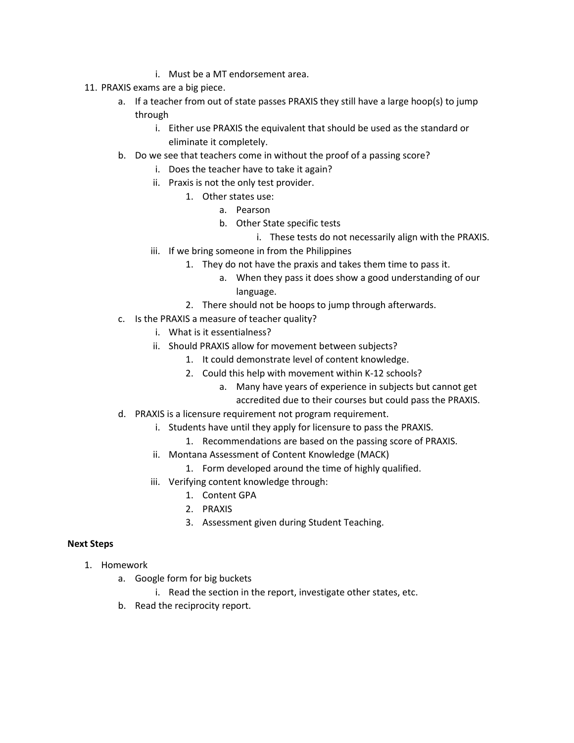i. Must be a MT endorsement area.

11. PRAXIS exams are a big piece.
    a. If a teacher from out of state passes PRAXIS they still have a large hoop(s) to jump through
        i. Either use PRAXIS the equivalent that should be used as the standard or eliminate it completely.
    b. Do we see that teachers come in without the proof of a passing score?
        i. Does the teacher have to take it again?
        ii. Praxis is not the only test provider.
            1. Other states use:
                a. Pearson
                b. Other State specific tests
                    i. These tests do not necessarily align with the PRAXIS.
        iii. If we bring someone in from the Philippines
            1. They do not have the praxis and takes them time to pass it.
                a. When they pass it does show a good understanding of our language.
            2. There should not be hoops to jump through afterwards.
    c. Is the PRAXIS a measure of teacher quality?
        i. What is it essentialness?
        ii. Should PRAXIS allow for movement between subjects?
            1. It could demonstrate level of content knowledge.
            2. Could this help with movement within K-12 schools?
                a. Many have years of experience in subjects but cannot get accredited due to their courses but could pass the PRAXIS.
    d. PRAXIS is a licensure requirement not program requirement.
        i. Students have until they apply for licensure to pass the PRAXIS.
            1. Recommendations are based on the passing score of PRAXIS.
        ii. Montana Assessment of Content Knowledge (MACK)
            1. Form developed around the time of highly qualified.
        iii. Verifying content knowledge through:
            1. Content GPA
            2. PRAXIS
            3. Assessment given during Student Teaching.

**Next Steps**

1. Homework
    a. Google form for big buckets
        i. Read the section in the report, investigate other states, etc.
    b. Read the reciprocity report.